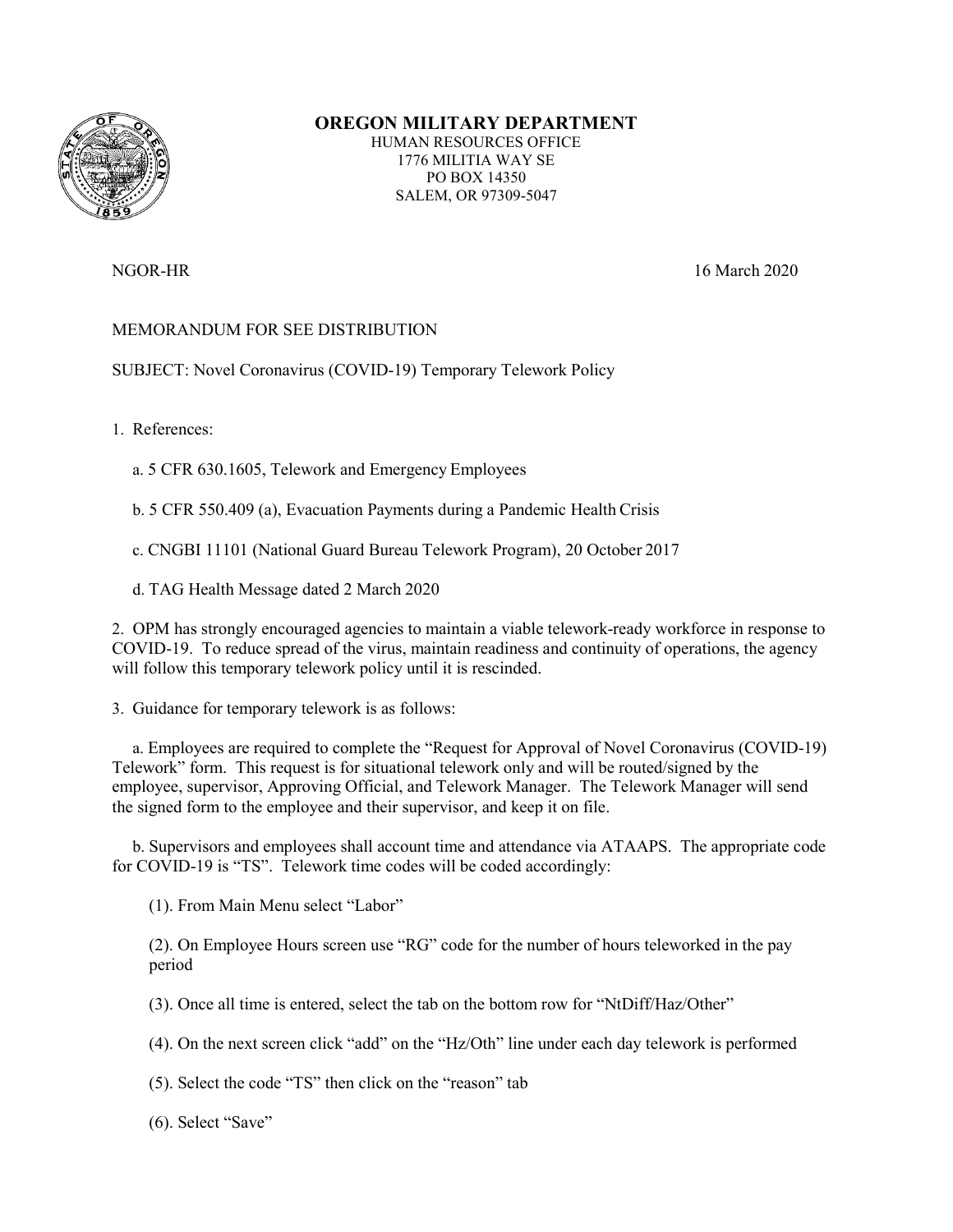**OREGON MILITARY DEPARTMENT**

HUMAN RESOURCES OFFICE
1776 MILITIA WAY SE
PO BOX 14350
SALEM, OR 97309-5047

NGOR-HR

16 March 2020

MEMORANDUM FOR SEE DISTRIBUTION

SUBJECT: Novel Coronavirus (COVID-19) Temporary Telework Policy

1. References:

   a. 5 CFR 630.1605, Telework and Emergency Employees

   b. 5 CFR 550.409 (a), Evacuation Payments during a Pandemic Health Crisis

   c. CNGBI 11101 (National Guard Bureau Telework Program), 20 October 2017

   d. TAG Health Message dated 2 March 2020

2. OPM has strongly encouraged agencies to maintain a viable telework-ready workforce in response to COVID-19. To reduce spread of the virus, maintain readiness and continuity of operations, the agency will follow this temporary telework policy until it is rescinded.

3. Guidance for temporary telework is as follows:

   a. Employees are required to complete the "Request for Approval of Novel Coronavirus (COVID-19) Telework" form. This request is for situational telework only and will be routed/signed by the employee, supervisor, Approving Official, and Telework Manager. The Telework Manager will send the signed form to the employee and their supervisor, and keep it on file.

   b. Supervisors and employees shall account time and attendance via ATAAPS. The appropriate code for COVID-19 is "TS". Telework time codes will be coded accordingly:

      (1). From Main Menu select "Labor"

      (2). On Employee Hours screen use "RG" code for the number of hours teleworked in the pay period

      (3). Once all time is entered, select the tab on the bottom row for "NtDiff/Haz/Other"

      (4). On the next screen click "add" on the "Hz/Oth" line under each day telework is performed

      (5). Select the code "TS" then click on the "reason" tab

      (6). Select "Save"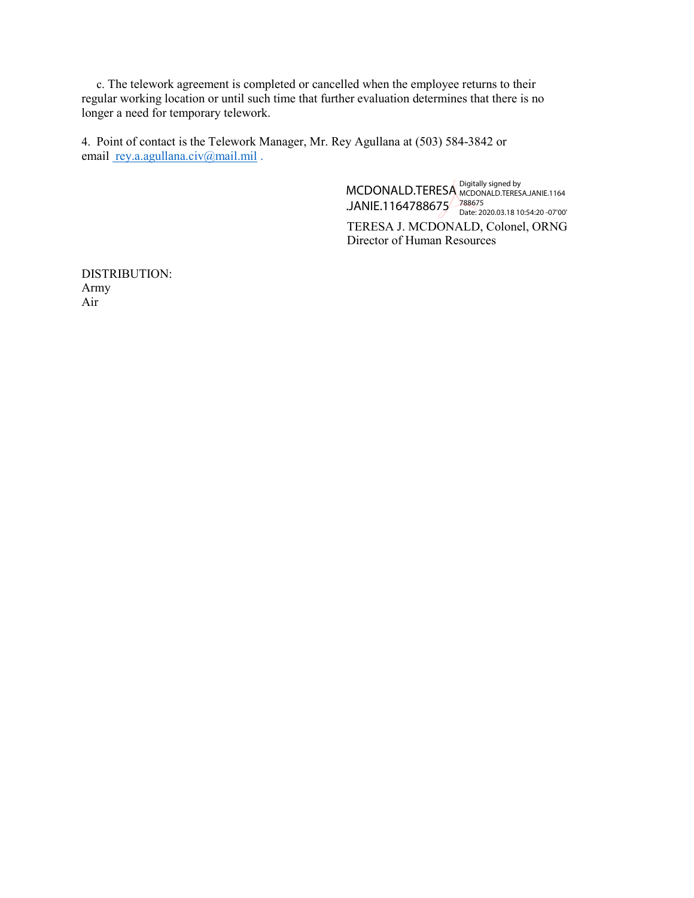c. The telework agreement is completed or cancelled when the employee returns to their regular working location or until such time that further evaluation determines that there is no longer a need for temporary telework.

4. Point of contact is the Telework Manager, Mr. Rey Agullana at (503) 584-3842 or email rey.a.agullana.civ@mail.mil .

MCDONALD.TERESA.JANIE.1164788675 Digitally signed by MCDONALD.TERESA.JANIE.1164788675 Date: 2020.03.18 10:54:20 -07'00'

TERESA J. MCDONALD, Colonel, ORNG
Director of Human Resources

DISTRIBUTION:
Army
Air